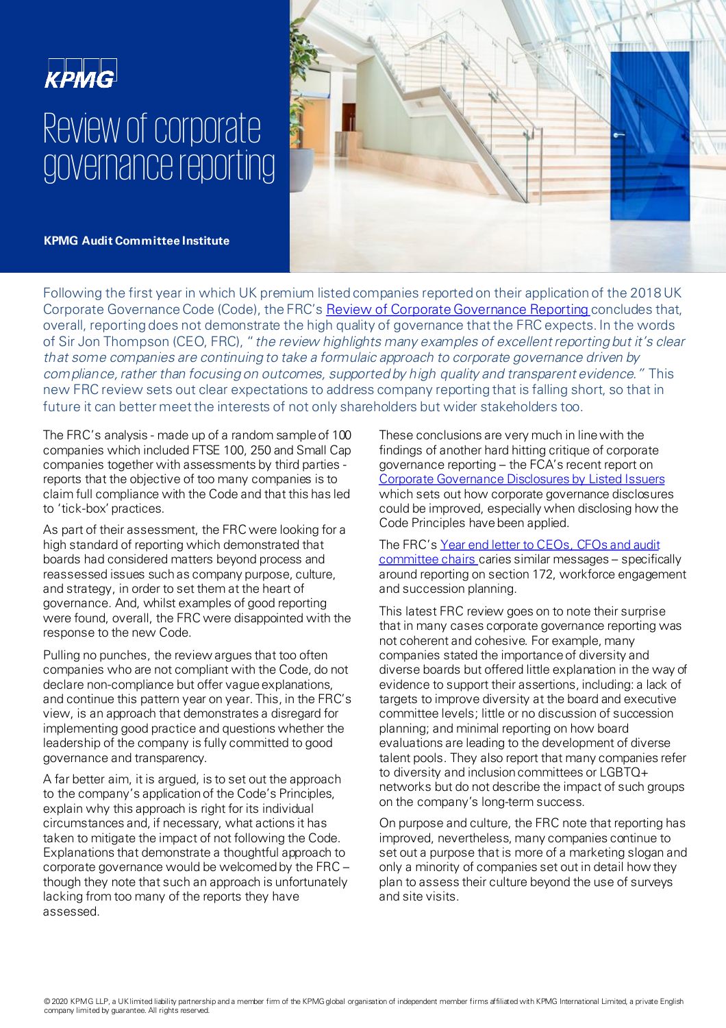KPMG

# Review of corporate governance reporting

**KPMG Audit Committee Institute**

Following the first year in which UK premium listed companies reported on their application of the 2018 UK Corporate Governance Code (Code), the FRC's Review of Corporate Governance Reporting concludes that, overall, reporting does not demonstrate the high quality of governance that the FRC expects. In the words of Sir Jon Thompson (CEO, FRC), "*the review highlights many examples of excellent reporting but it's clear that some companies are continuing to take a formulaic approach to corporate governance driven by compliance, rather than focusing on outcomes, supported by high quality and transparent evidence.*" This new FRC review sets out clear expectations to address company reporting that is falling short, so that in future it can better meet the interests of not only shareholders but wider stakeholders too.

The FRC's analysis - made up of a random sample of 100 companies which included FTSE 100, 250 and Small Cap companies together with assessments by third parties - reports that the objective of too many companies is to claim full compliance with the Code and that this has led to 'tick-box' practices.

As part of their assessment, the FRC were looking for a high standard of reporting which demonstrated that boards had considered matters beyond process and reassessed issues such as company purpose, culture, and strategy, in order to set them at the heart of governance. And, whilst examples of good reporting were found, overall, the FRC were disappointed with the response to the new Code.

Pulling no punches, the review argues that too often companies who are not compliant with the Code, do not declare non-compliance but offer vague explanations, and continue this pattern year on year. This, in the FRC's view, is an approach that demonstrates a disregard for implementing good practice and questions whether the leadership of the company is fully committed to good governance and transparency.

A far better aim, it is argued, is to set out the approach to the company's application of the Code's Principles, explain why this approach is right for its individual circumstances and, if necessary, what actions it has taken to mitigate the impact of not following the Code. Explanations that demonstrate a thoughtful approach to corporate governance would be welcomed by the FRC – though they note that such an approach is unfortunately lacking from too many of the reports they have assessed.

These conclusions are very much in line with the findings of another hard hitting critique of corporate governance reporting – the FCA's recent report on Corporate Governance Disclosures by Listed Issuers which sets out how corporate governance disclosures could be improved, especially when disclosing how the Code Principles have been applied.

The FRC's Year end letter to CEOs, CFOs and audit committee chairs caries similar messages – specifically around reporting on section 172, workforce engagement and succession planning.

This latest FRC review goes on to note their surprise that in many cases corporate governance reporting was not coherent and cohesive. For example, many companies stated the importance of diversity and diverse boards but offered little explanation in the way of evidence to support their assertions, including: a lack of targets to improve diversity at the board and executive committee levels; little or no discussion of succession planning; and minimal reporting on how board evaluations are leading to the development of diverse talent pools. They also report that many companies refer to diversity and inclusion committees or LGBTQ+ networks but do not describe the impact of such groups on the company's long-term success.

On purpose and culture, the FRC note that reporting has improved, nevertheless, many companies continue to set out a purpose that is more of a marketing slogan and only a minority of companies set out in detail how they plan to assess their culture beyond the use of surveys and site visits.

© 2020 KPMG LLP, a UK limited liability partnership and a member firm of the KPMG global organisation of independent member firms affiliated with KPMG International Limited, a private English company limited by guarantee. All rights reserved.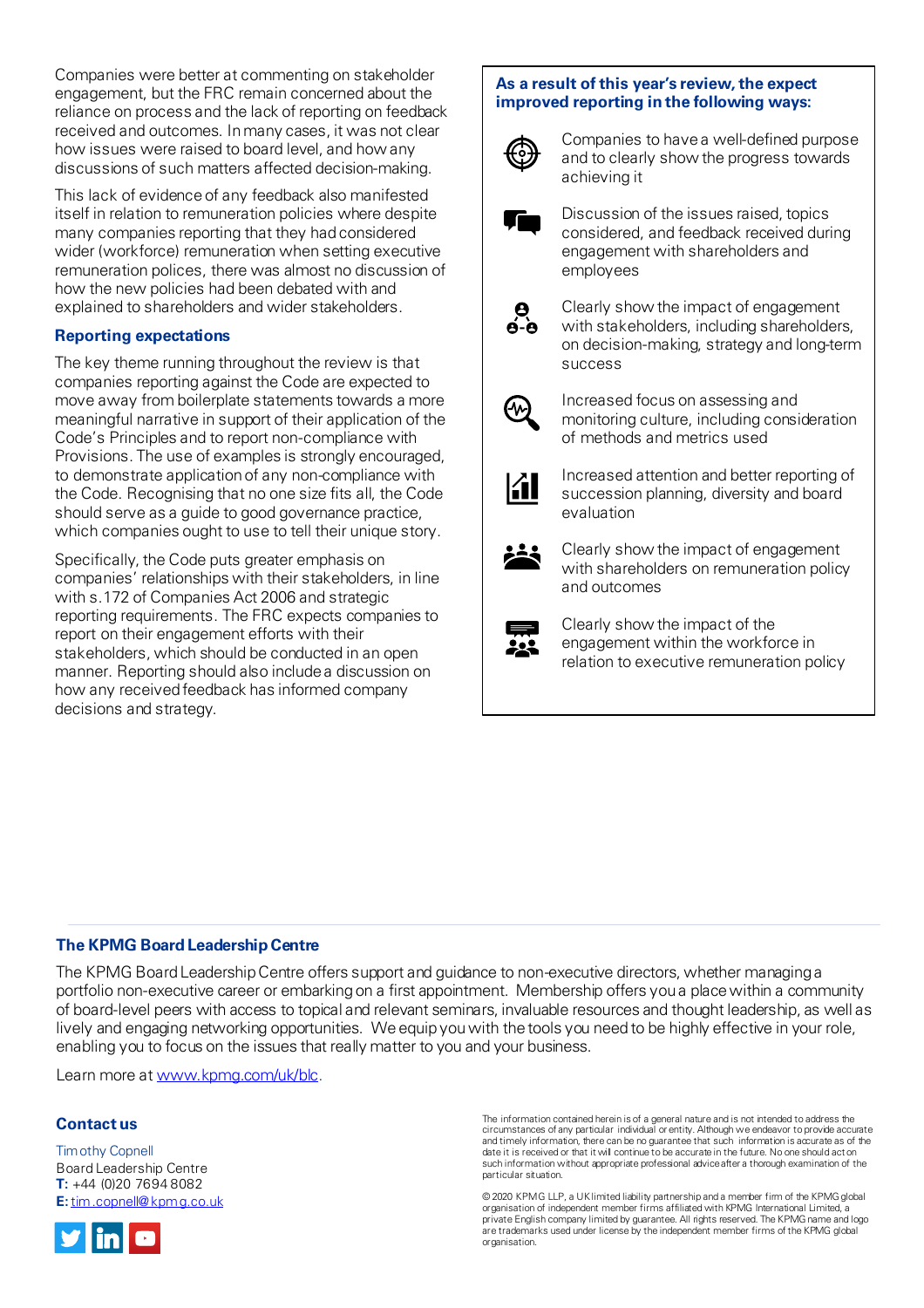Companies were better at commenting on stakeholder engagement, but the FRC remain concerned about the reliance on process and the lack of reporting on feedback received and outcomes. In many cases, it was not clear how issues were raised to board level, and how any discussions of such matters affected decision-making.

This lack of evidence of any feedback also manifested itself in relation to remuneration policies where despite many companies reporting that they had considered wider (workforce) remuneration when setting executive remuneration polices, there was almost no discussion of how the new policies had been debated with and explained to shareholders and wider stakeholders.

### Reporting expectations

The key theme running throughout the review is that companies reporting against the Code are expected to move away from boilerplate statements towards a more meaningful narrative in support of their application of the Code's Principles and to report non-compliance with Provisions. The use of examples is strongly encouraged, to demonstrate application of any non-compliance with the Code. Recognising that no one size fits all, the Code should serve as a guide to good governance practice, which companies ought to use to tell their unique story.

Specifically, the Code puts greater emphasis on companies' relationships with their stakeholders, in line with s.172 of Companies Act 2006 and strategic reporting requirements. The FRC expects companies to report on their engagement efforts with their stakeholders, which should be conducted in an open manner. Reporting should also include a discussion on how any received feedback has informed company decisions and strategy.

**As a result of this year's review, the expect improved reporting in the following ways:**

- Companies to have a well-defined purpose and to clearly show the progress towards achieving it
- Discussion of the issues raised, topics considered, and feedback received during engagement with shareholders and employees
- Clearly show the impact of engagement with stakeholders, including shareholders, on decision-making, strategy and long-term success
- Increased focus on assessing and monitoring culture, including consideration of methods and metrics used
- Increased attention and better reporting of succession planning, diversity and board evaluation
- Clearly show the impact of engagement with shareholders on remuneration policy and outcomes
- Clearly show the impact of the engagement within the workforce in relation to executive remuneration policy

### The KPMG Board Leadership Centre

The KPMG Board Leadership Centre offers support and guidance to non-executive directors, whether managing a portfolio non-executive career or embarking on a first appointment. Membership offers you a place within a community of board-level peers with access to topical and relevant seminars, invaluable resources and thought leadership, as well as lively and engaging networking opportunities. We equip you with the tools you need to be highly effective in your role, enabling you to focus on the issues that really matter to you and your business.

Learn more at www.kpmg.com/uk/blc.

### Contact us

Timothy Copnell
Board Leadership Centre
**T:** +44 (0)20 7694 8082
**E:** tim.copnell@kpmg.co.uk

The information contained herein is of a general nature and is not intended to address the circumstances of any particular individual or entity. Although we endeavor to provide accurate and timely information, there can be no guarantee that such information is accurate as of the date it is received or that it will continue to be accurate in the future. No one should act on such information without appropriate professional advice after a thorough examination of the particular situation.

© 2020 KPMG LLP, a UK limited liability partnership and a member firm of the KPMG global organisation of independent member firms affiliated with KPMG International Limited, a private English company limited by guarantee. All rights reserved. The KPMG name and logo are trademarks used under license by the independent member firms of the KPMG global organisation.